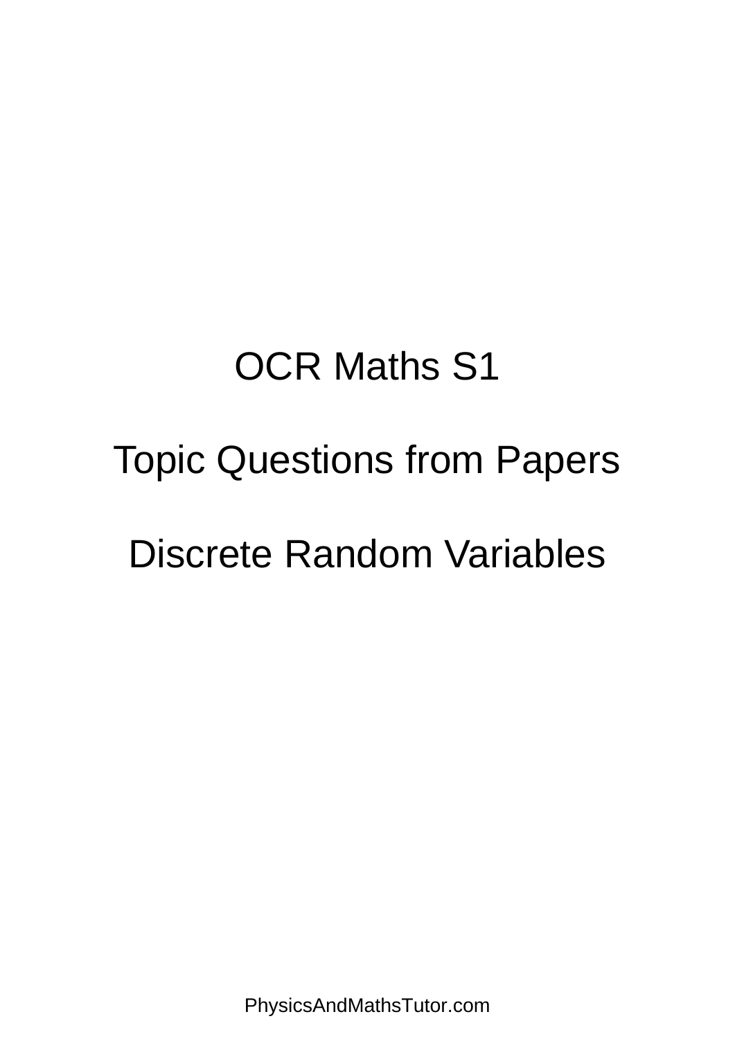# OCR Maths S1

## Topic Questions from Papers

## Discrete Random Variables

PhysicsAndMathsTutor.com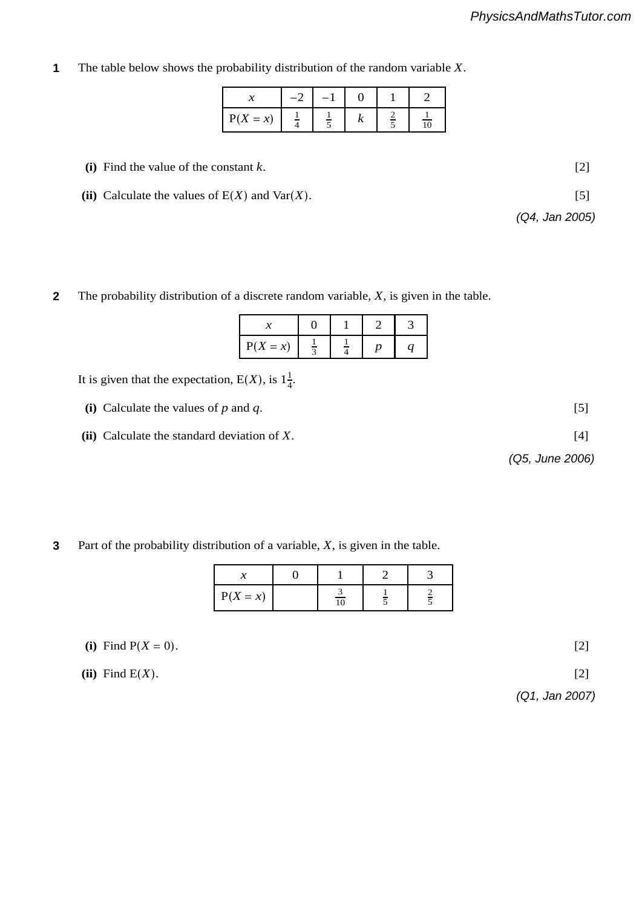**1** The table below shows the probability distribution of the random variable $X$.

| $x$ | $-2$ | $-1$ | $0$ | $1$ | $2$ |
|---|---|---|---|---|---|
| $\mathrm{P}(X = x)$ | $\frac{1}{4}$ | $\frac{1}{5}$ | $k$ | $\frac{2}{5}$ | $\frac{1}{10}$ |

**(i)** Find the value of the constant $k$. [2]

**(ii)** Calculate the values of $\mathrm{E}(X)$ and $\mathrm{Var}(X)$. [5]

*(Q4, Jan 2005)*

**2** The probability distribution of a discrete random variable, $X$, is given in the table.

| $x$ | $0$ | $1$ | $2$ | $3$ |
|---|---|---|---|---|
| $\mathrm{P}(X = x)$ | $\frac{1}{3}$ | $\frac{1}{4}$ | $p$ | $q$ |

It is given that the expectation, $\mathrm{E}(X)$, is $1\frac{1}{4}$.

**(i)** Calculate the values of $p$ and $q$. [5]

**(ii)** Calculate the standard deviation of $X$. [4]

*(Q5, June 2006)*

**3** Part of the probability distribution of a variable, $X$, is given in the table.

| $x$ | $0$ | $1$ | $2$ | $3$ |
|---|---|---|---|---|
| $\mathrm{P}(X = x)$ | | $\frac{3}{10}$ | $\frac{1}{5}$ | $\frac{2}{5}$ |

**(i)** Find $\mathrm{P}(X = 0)$. [2]

**(ii)** Find $\mathrm{E}(X)$. [2]

*(Q1, Jan 2007)*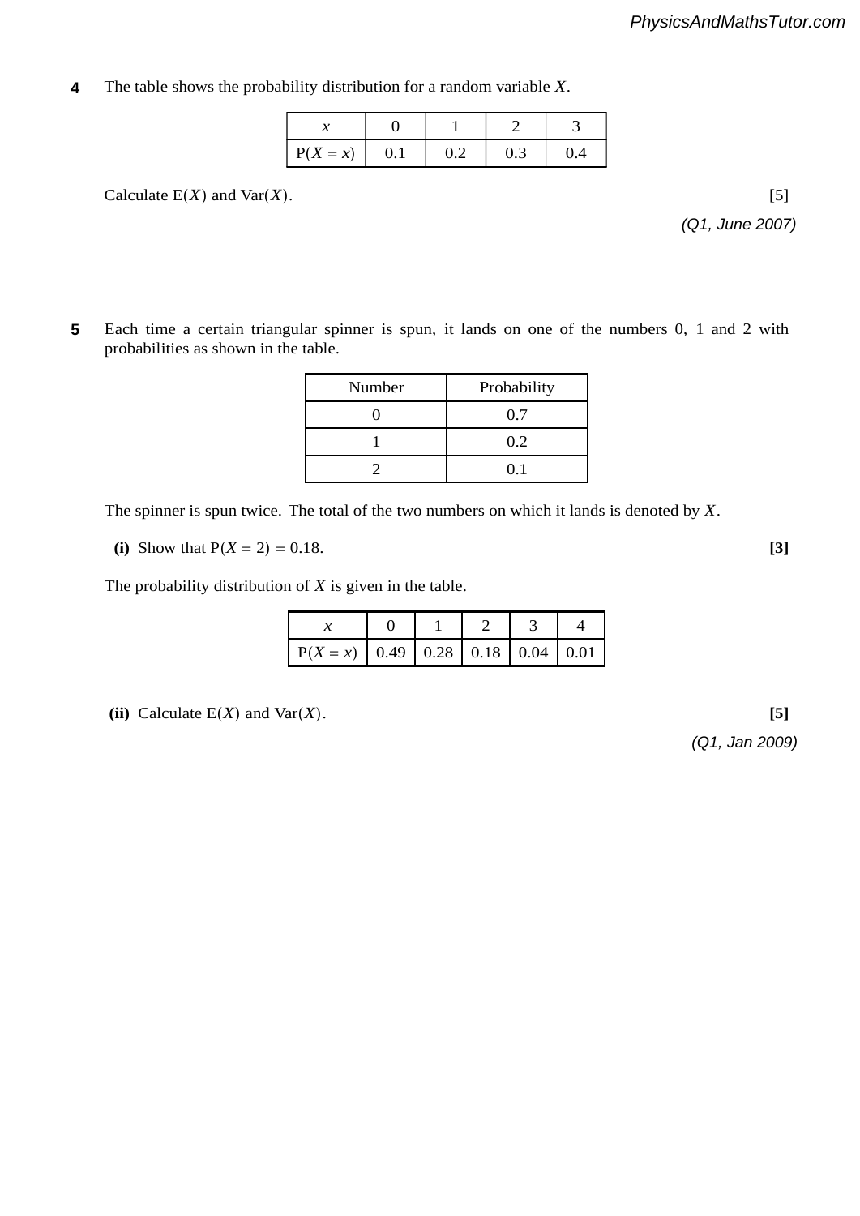**4** The table shows the probability distribution for a random variable $X$.

| $x$ | 0 | 1 | 2 | 3 |
|---|---|---|---|---|
| $\mathrm{P}(X = x)$ | 0.1 | 0.2 | 0.3 | 0.4 |

Calculate $\mathrm{E}(X)$ and $\mathrm{Var}(X)$. [5]

*(Q1, June 2007)*

**5** Each time a certain triangular spinner is spun, it lands on one of the numbers 0, 1 and 2 with probabilities as shown in the table.

| Number | Probability |
|---|---|
| 0 | 0.7 |
| 1 | 0.2 |
| 2 | 0.1 |

The spinner is spun twice. The total of the two numbers on which it lands is denoted by $X$.

**(i)** Show that $\mathrm{P}(X = 2) = 0.18$. **[3]**

The probability distribution of $X$ is given in the table.

| $x$ | 0 | 1 | 2 | 3 | 4 |
|---|---|---|---|---|---|
| $\mathrm{P}(X = x)$ | 0.49 | 0.28 | 0.18 | 0.04 | 0.01 |

**(ii)** Calculate $\mathrm{E}(X)$ and $\mathrm{Var}(X)$. **[5]**

*(Q1, Jan 2009)*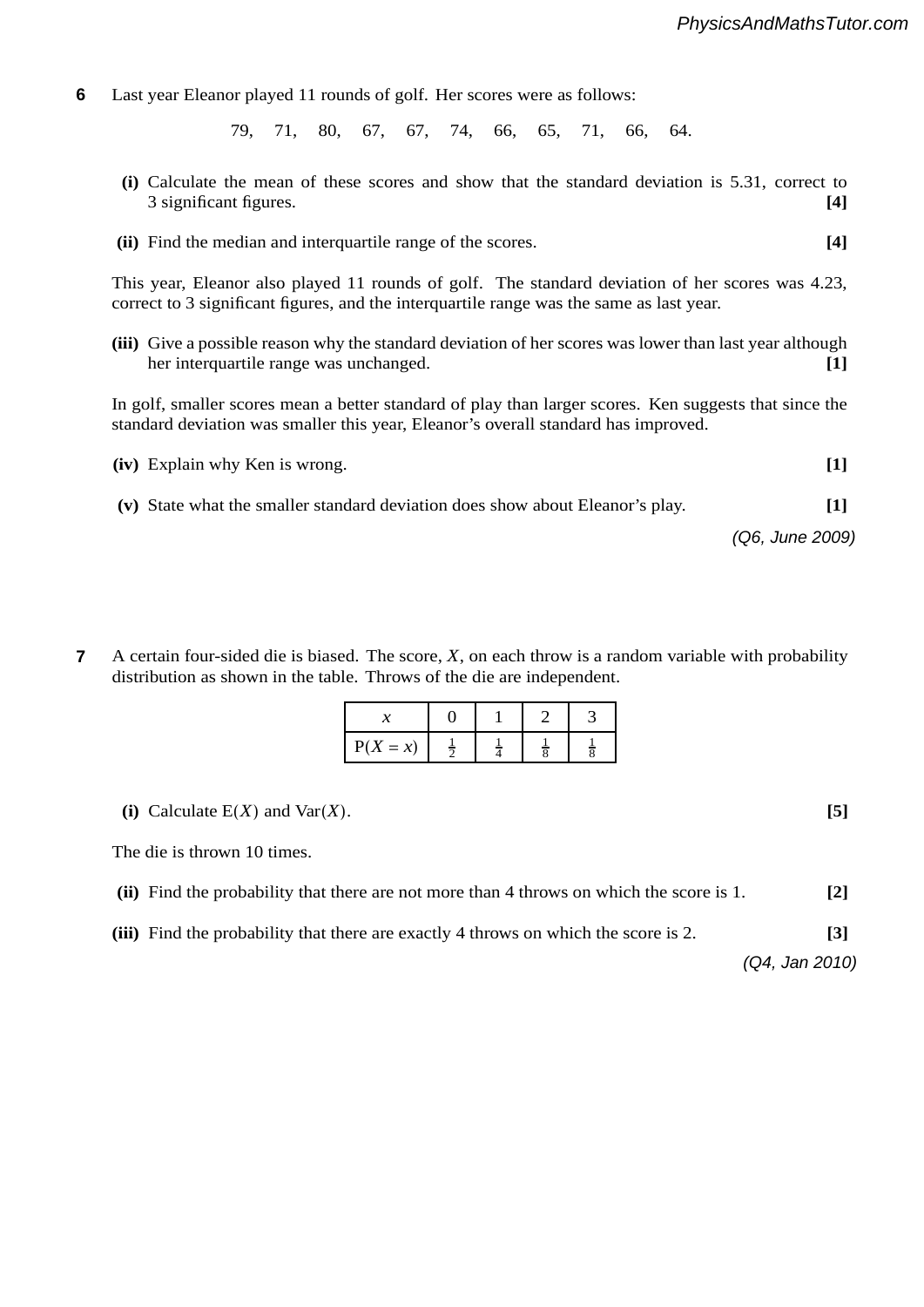**6** Last year Eleanor played 11 rounds of golf. Her scores were as follows:

79, 71, 80, 67, 67, 74, 66, 65, 71, 66, 64.

**(i)** Calculate the mean of these scores and show that the standard deviation is 5.31, correct to 3 significant figures. **[4]**

**(ii)** Find the median and interquartile range of the scores. **[4]**

This year, Eleanor also played 11 rounds of golf. The standard deviation of her scores was 4.23, correct to 3 significant figures, and the interquartile range was the same as last year.

**(iii)** Give a possible reason why the standard deviation of her scores was lower than last year although her interquartile range was unchanged. **[1]**

In golf, smaller scores mean a better standard of play than larger scores. Ken suggests that since the standard deviation was smaller this year, Eleanor's overall standard has improved.

**(iv)** Explain why Ken is wrong. **[1]**

**(v)** State what the smaller standard deviation does show about Eleanor's play. **[1]**

*(Q6, June 2009)*

**7** A certain four-sided die is biased. The score, $X$, on each throw is a random variable with probability distribution as shown in the table. Throws of the die are independent.

| $x$ | 0 | 1 | 2 | 3 |
|---|---|---|---|---|
| $\mathrm{P}(X = x)$ | $\frac{1}{2}$ | $\frac{1}{4}$ | $\frac{1}{8}$ | $\frac{1}{8}$ |

**(i)** Calculate $\mathrm{E}(X)$ and $\mathrm{Var}(X)$. **[5]**

The die is thrown 10 times.

**(ii)** Find the probability that there are not more than 4 throws on which the score is 1. **[2]**

**(iii)** Find the probability that there are exactly 4 throws on which the score is 2. **[3]**

*(Q4, Jan 2010)*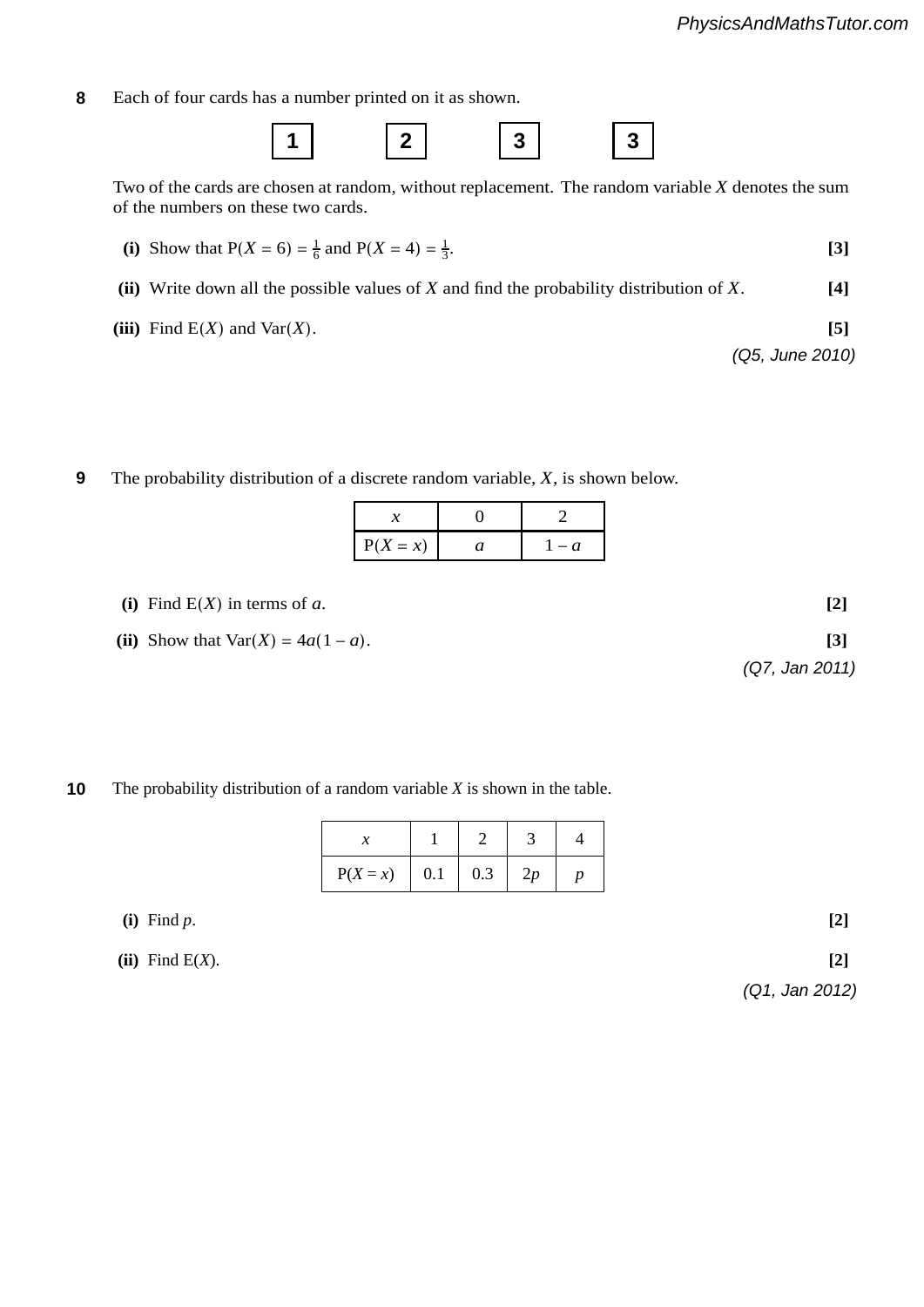**8** Each of four cards has a number printed on it as shown.

| 1 | 2 | 3 | 3 |
|---|---|---|---|

Two of the cards are chosen at random, without replacement. The random variable $X$ denotes the sum of the numbers on these two cards.

**(i)** Show that $P(X = 6) = \frac{1}{6}$ and $P(X = 4) = \frac{1}{3}$. **[3]**

**(ii)** Write down all the possible values of $X$ and find the probability distribution of $X$. **[4]**

**(iii)** Find $E(X)$ and $Var(X)$. **[5]**

*(Q5, June 2010)*

**9** The probability distribution of a discrete random variable, $X$, is shown below.

| $x$ | 0 | 2 |
|---|---|---|
| $P(X = x)$ | $a$ | $1 - a$ |

**(i)** Find $E(X)$ in terms of $a$. **[2]**

**(ii)** Show that $Var(X) = 4a(1 - a)$. **[3]**

*(Q7, Jan 2011)*

**10** The probability distribution of a random variable $X$ is shown in the table.

| $x$ | 1 | 2 | 3 | 4 |
|---|---|---|---|---|
| $P(X = x)$ | 0.1 | 0.3 | $2p$ | $p$ |

**(i)** Find $p$. **[2]**

**(ii)** Find $E(X)$. **[2]**

*(Q1, Jan 2012)*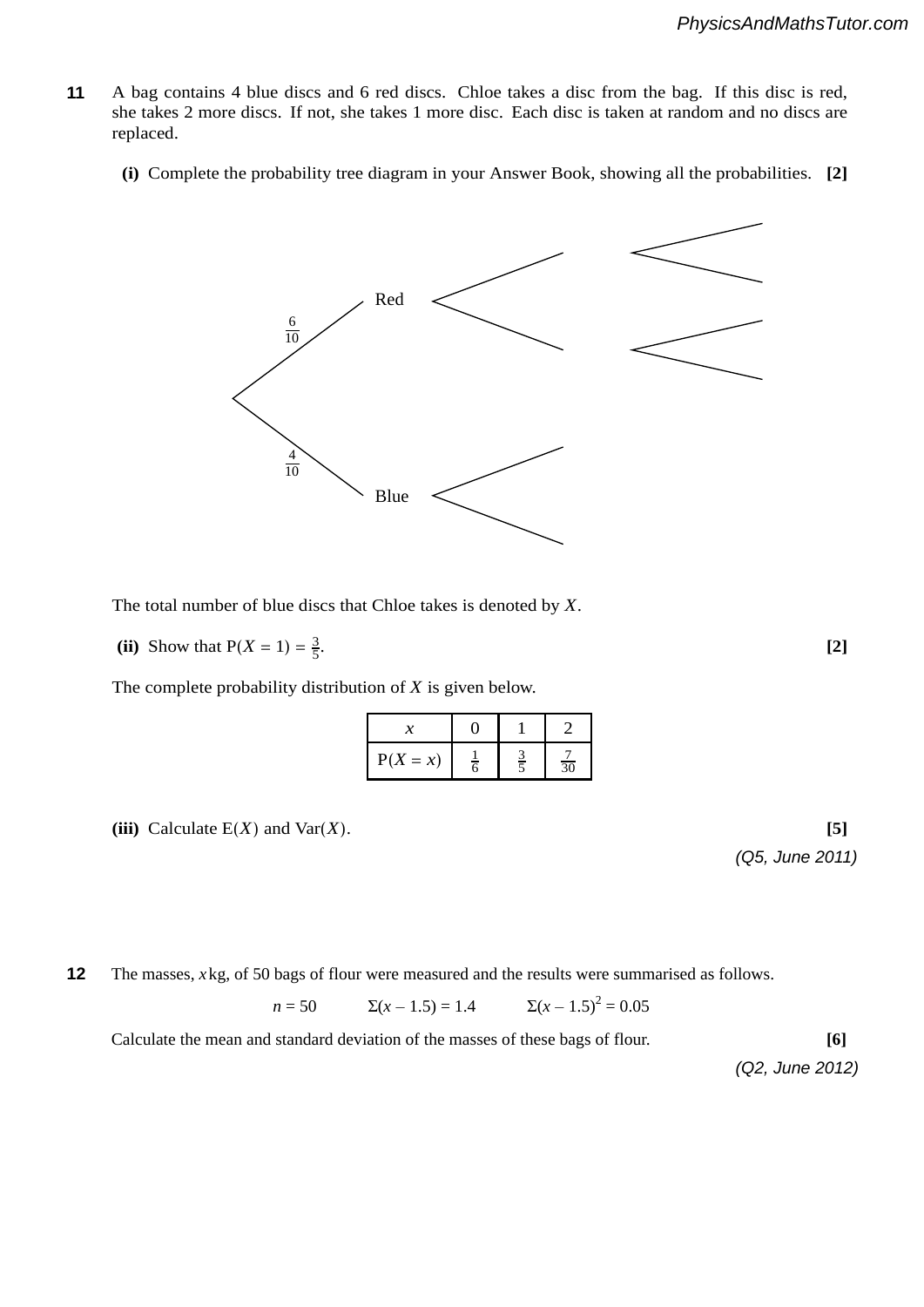**11** A bag contains 4 blue discs and 6 red discs. Chloe takes a disc from the bag. If this disc is red, she takes 2 more discs. If not, she takes 1 more disc. Each disc is taken at random and no discs are replaced.

**(i)** Complete the probability tree diagram in your Answer Book, showing all the probabilities. **[2]**

Red

$\frac{6}{10}$

$\frac{4}{10}$

Blue

The total number of blue discs that Chloe takes is denoted by $X$.

**(ii)** Show that $P(X = 1) = \frac{3}{5}$. **[2]**

The complete probability distribution of $X$ is given below.

| $x$ | 0 | 1 | 2 |
|---|---|---|---|
| $P(X = x)$ | $\frac{1}{6}$ | $\frac{3}{5}$ | $\frac{7}{30}$ |

**(iii)** Calculate $E(X)$ and $Var(X)$. **[5]**

*(Q5, June 2011)*

**12** The masses, $x$ kg, of 50 bags of flour were measured and the results were summarised as follows.

$$n = 50 \qquad \Sigma(x - 1.5) = 1.4 \qquad \Sigma(x - 1.5)^2 = 0.05$$

Calculate the mean and standard deviation of the masses of these bags of flour. **[6]**

*(Q2, June 2012)*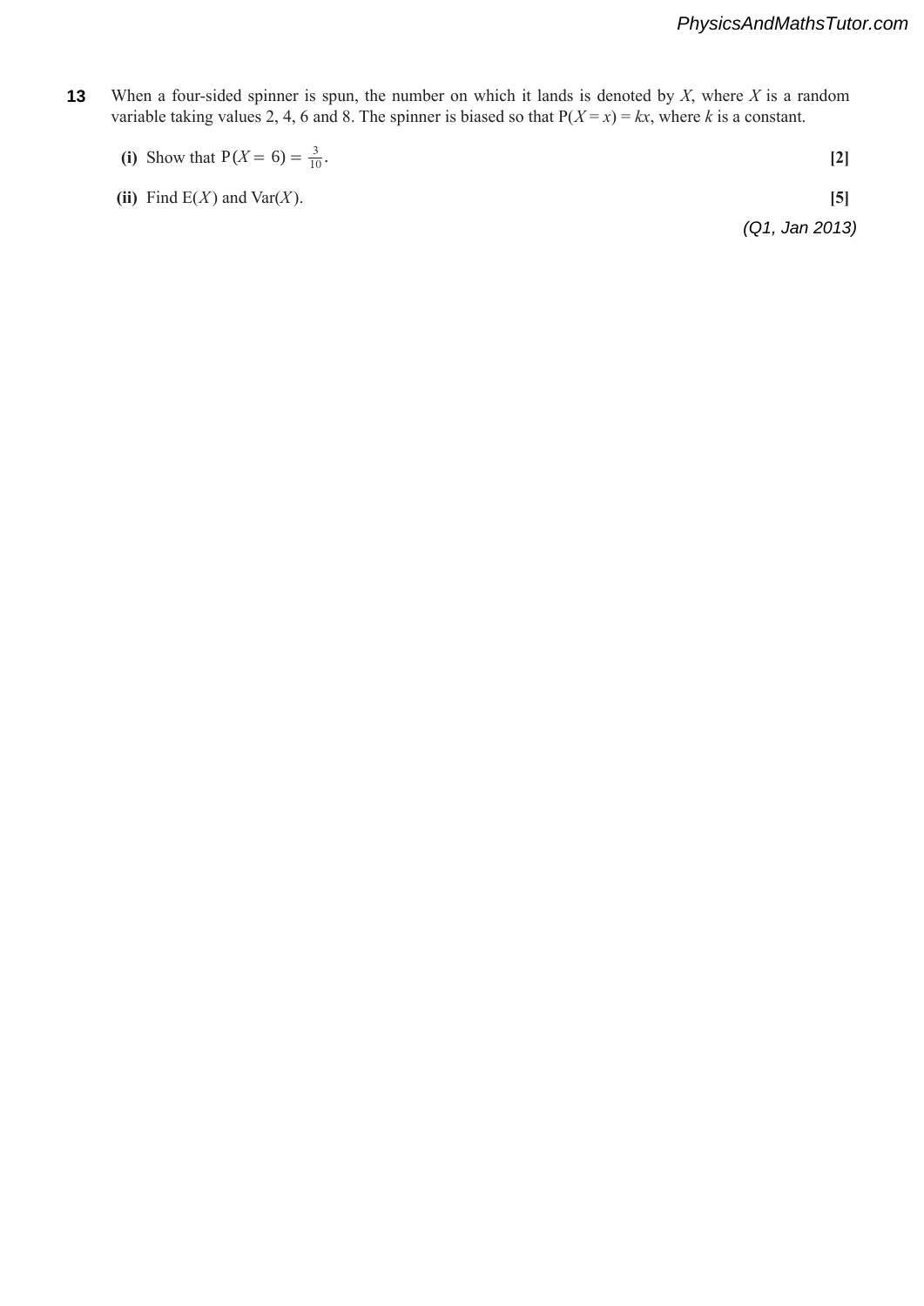**13** When a four-sided spinner is spun, the number on which it lands is denoted by $X$, where $X$ is a random variable taking values 2, 4, 6 and 8. The spinner is biased so that $P(X = x) = kx$, where $k$ is a constant.

**(i)** Show that $P(X = 6) = \frac{3}{10}$. **[2]**

**(ii)** Find $E(X)$ and $Var(X)$. **[5]**

*(Q1, Jan 2013)*